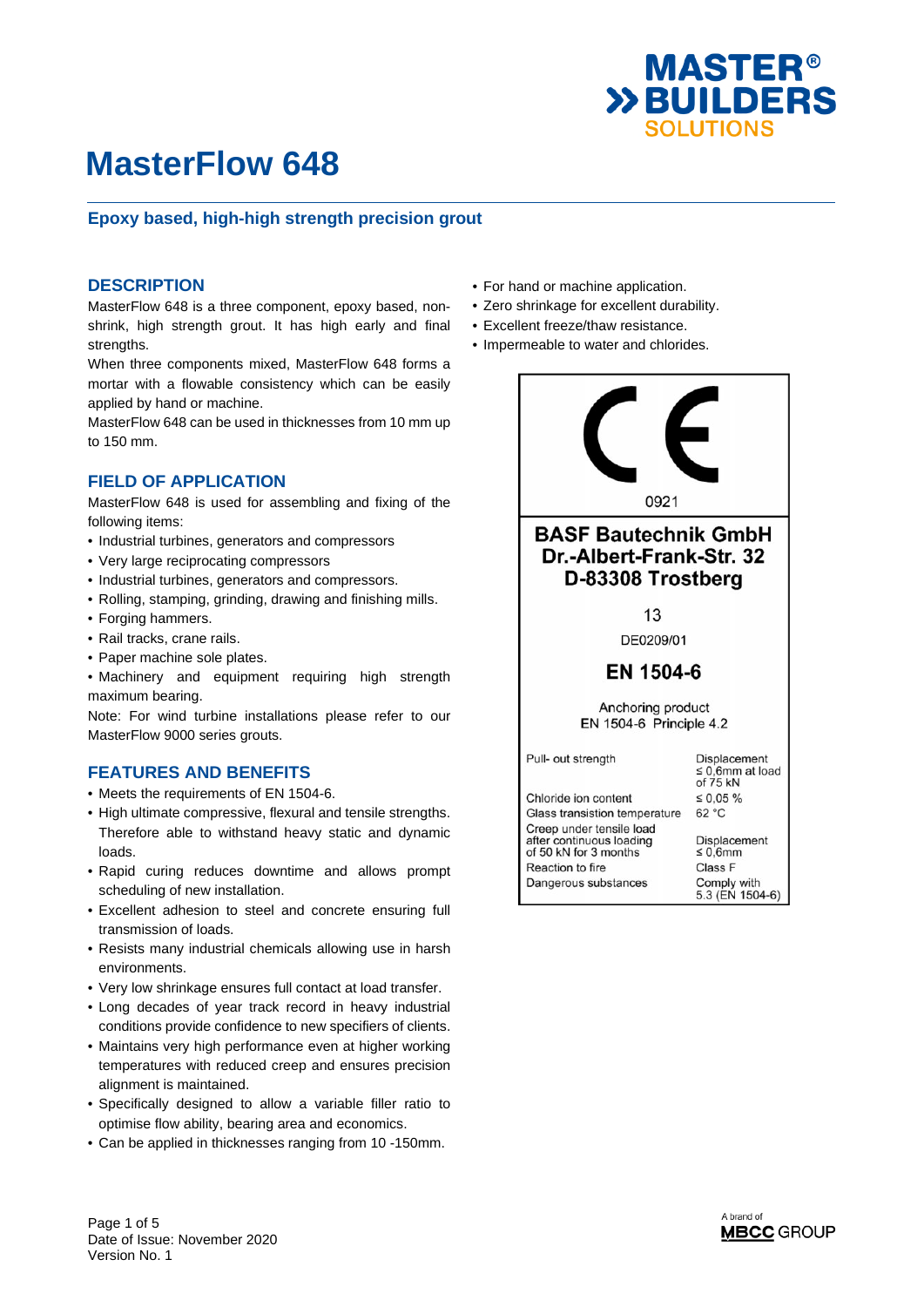# MasterFlow 648

## Epoxy based, high-high strength precision grout

## DESCRIPTION

MasterFlow 648 is a three component, epoxy based, non-shrink, high strength grout. It has high early and final strengths.

When three components mixed, MasterFlow 648 forms a mortar with a flowable consistency which can be easily applied by hand or machine.

MasterFlow 648 can be used in thicknesses from 10 mm up to 150 mm.

## FIELD OF APPLICATION

MasterFlow 648 is used for assembling and fixing of the following items:

- Industrial turbines, generators and compressors
- Very large reciprocating compressors
- Industrial turbines, generators and compressors.
- Rolling, stamping, grinding, drawing and finishing mills.
- Forging hammers.
- Rail tracks, crane rails.
- Paper machine sole plates.
- Machinery and equipment requiring high strength maximum bearing.

Note: For wind turbine installations please refer to our MasterFlow 9000 series grouts.

## FEATURES AND BENEFITS

- Meets the requirements of EN 1504-6.
- High ultimate compressive, flexural and tensile strengths. Therefore able to withstand heavy static and dynamic loads.
- Rapid curing reduces downtime and allows prompt scheduling of new installation.
- Excellent adhesion to steel and concrete ensuring full transmission of loads.
- Resists many industrial chemicals allowing use in harsh environments.
- Very low shrinkage ensures full contact at load transfer.
- Long decades of year track record in heavy industrial conditions provide confidence to new specifiers of clients.
- Maintains very high performance even at higher working temperatures with reduced creep and ensures precision alignment is maintained.
- Specifically designed to allow a variable filler ratio to optimise flow ability, bearing area and economics.
- Can be applied in thicknesses ranging from 10 -150mm.
- For hand or machine application.
- Zero shrinkage for excellent durability.
- Excellent freeze/thaw resistance.
- Impermeable to water and chlorides.

CE

0921

**BASF Bautechnik GmbH**
**Dr.-Albert-Frank-Str. 32**
**D-83308 Trostberg**

13

DE0209/01

**EN 1504-6**

Anchoring product
EN 1504-6 Principle 4.2

| | |
|---|---|
| Pull- out strength | Displacement ≤ 0,6mm at load of 75 kN |
| Chloride ion content | ≤ 0,05 % |
| Glass transistion temperature | 62 °C |
| Creep under tensile load after continuous loading of 50 kN for 3 months | Displacement ≤ 0,6mm |
| Reaction to fire | Class F |
| Dangerous substances | Comply with 5.3 (EN 1504-6) |

Date of Issue: November 2020
Version No. 1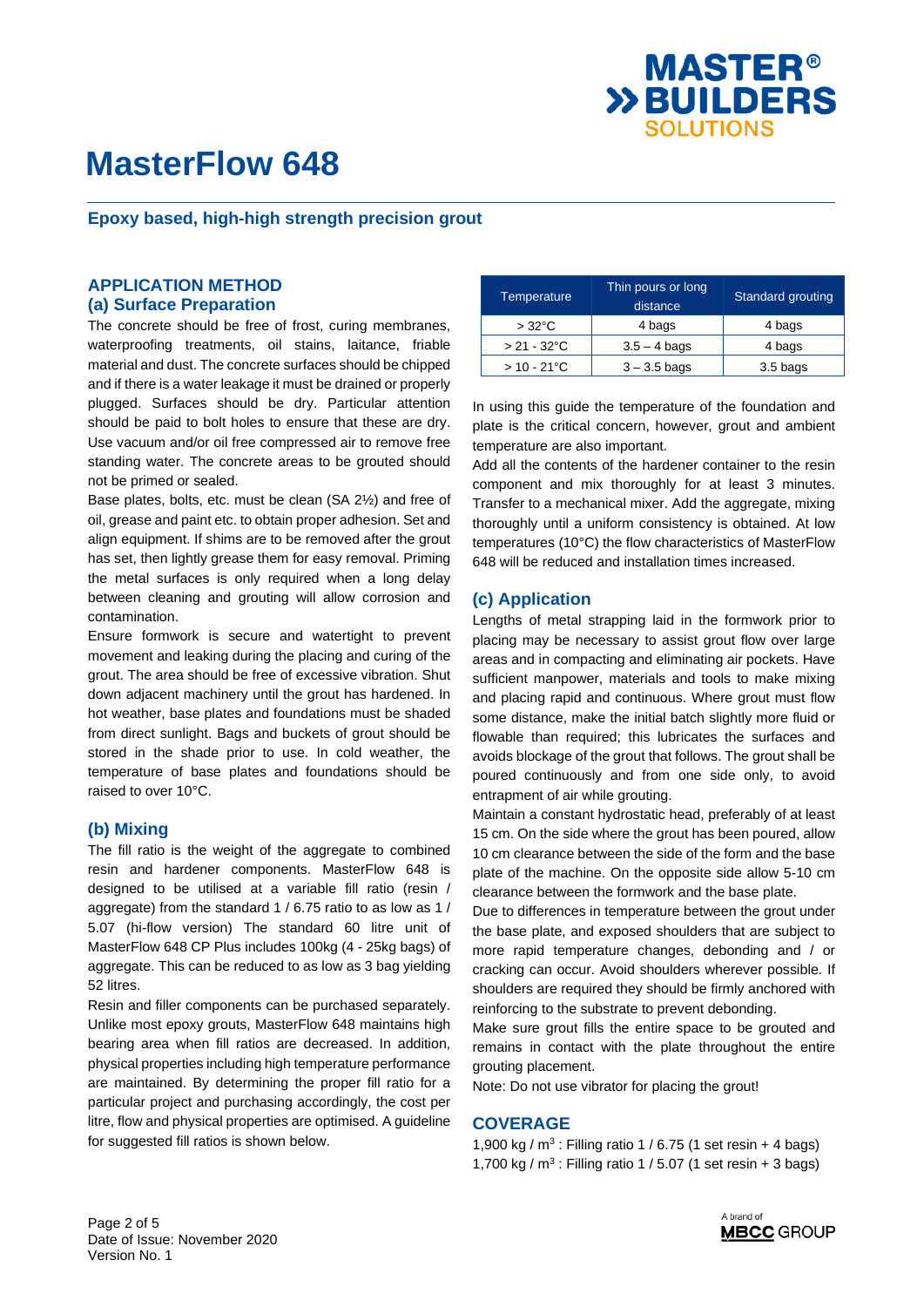# MasterFlow 648

## Epoxy based, high-high strength precision grout

## APPLICATION METHOD

### (a) Surface Preparation

The concrete should be free of frost, curing membranes, waterproofing treatments, oil stains, laitance, friable material and dust. The concrete surfaces should be chipped and if there is a water leakage it must be drained or properly plugged. Surfaces should be dry. Particular attention should be paid to bolt holes to ensure that these are dry. Use vacuum and/or oil free compressed air to remove free standing water. The concrete areas to be grouted should not be primed or sealed.

Base plates, bolts, etc. must be clean (SA 2½) and free of oil, grease and paint etc. to obtain proper adhesion. Set and align equipment. If shims are to be removed after the grout has set, then lightly grease them for easy removal. Priming the metal surfaces is only required when a long delay between cleaning and grouting will allow corrosion and contamination.

Ensure formwork is secure and watertight to prevent movement and leaking during the placing and curing of the grout. The area should be free of excessive vibration. Shut down adjacent machinery until the grout has hardened. In hot weather, base plates and foundations must be shaded from direct sunlight. Bags and buckets of grout should be stored in the shade prior to use. In cold weather, the temperature of base plates and foundations should be raised to over 10°C.

### (b) Mixing

The fill ratio is the weight of the aggregate to combined resin and hardener components. MasterFlow 648 is designed to be utilised at a variable fill ratio (resin / aggregate) from the standard 1 / 6.75 ratio to as low as 1 / 5.07 (hi-flow version) The standard 60 litre unit of MasterFlow 648 CP Plus includes 100kg (4 - 25kg bags) of aggregate. This can be reduced to as low as 3 bag yielding 52 litres.

Resin and filler components can be purchased separately. Unlike most epoxy grouts, MasterFlow 648 maintains high bearing area when fill ratios are decreased. In addition, physical properties including high temperature performance are maintained. By determining the proper fill ratio for a particular project and purchasing accordingly, the cost per litre, flow and physical properties are optimised. A guideline for suggested fill ratios is shown below.

| Temperature | Thin pours or long distance | Standard grouting |
|---|---|---|
| > 32°C | 4 bags | 4 bags |
| > 21 - 32°C | 3.5 – 4 bags | 4 bags |
| > 10 - 21°C | 3 – 3.5 bags | 3.5 bags |

In using this guide the temperature of the foundation and plate is the critical concern, however, grout and ambient temperature are also important.

Add all the contents of the hardener container to the resin component and mix thoroughly for at least 3 minutes. Transfer to a mechanical mixer. Add the aggregate, mixing thoroughly until a uniform consistency is obtained. At low temperatures (10°C) the flow characteristics of MasterFlow 648 will be reduced and installation times increased.

### (c) Application

Lengths of metal strapping laid in the formwork prior to placing may be necessary to assist grout flow over large areas and in compacting and eliminating air pockets. Have sufficient manpower, materials and tools to make mixing and placing rapid and continuous. Where grout must flow some distance, make the initial batch slightly more fluid or flowable than required; this lubricates the surfaces and avoids blockage of the grout that follows. The grout shall be poured continuously and from one side only, to avoid entrapment of air while grouting.

Maintain a constant hydrostatic head, preferably of at least 15 cm. On the side where the grout has been poured, allow 10 cm clearance between the side of the form and the base plate of the machine. On the opposite side allow 5-10 cm clearance between the formwork and the base plate.

Due to differences in temperature between the grout under the base plate, and exposed shoulders that are subject to more rapid temperature changes, debonding and / or cracking can occur. Avoid shoulders wherever possible. If shoulders are required they should be firmly anchored with reinforcing to the substrate to prevent debonding.

Make sure grout fills the entire space to be grouted and remains in contact with the plate throughout the entire grouting placement.

Note: Do not use vibrator for placing the grout!

## COVERAGE

1,900 kg / $m^3$ : Filling ratio 1 / 6.75 (1 set resin + 4 bags)
1,700 kg / $m^3$ : Filling ratio 1 / 5.07 (1 set resin + 3 bags)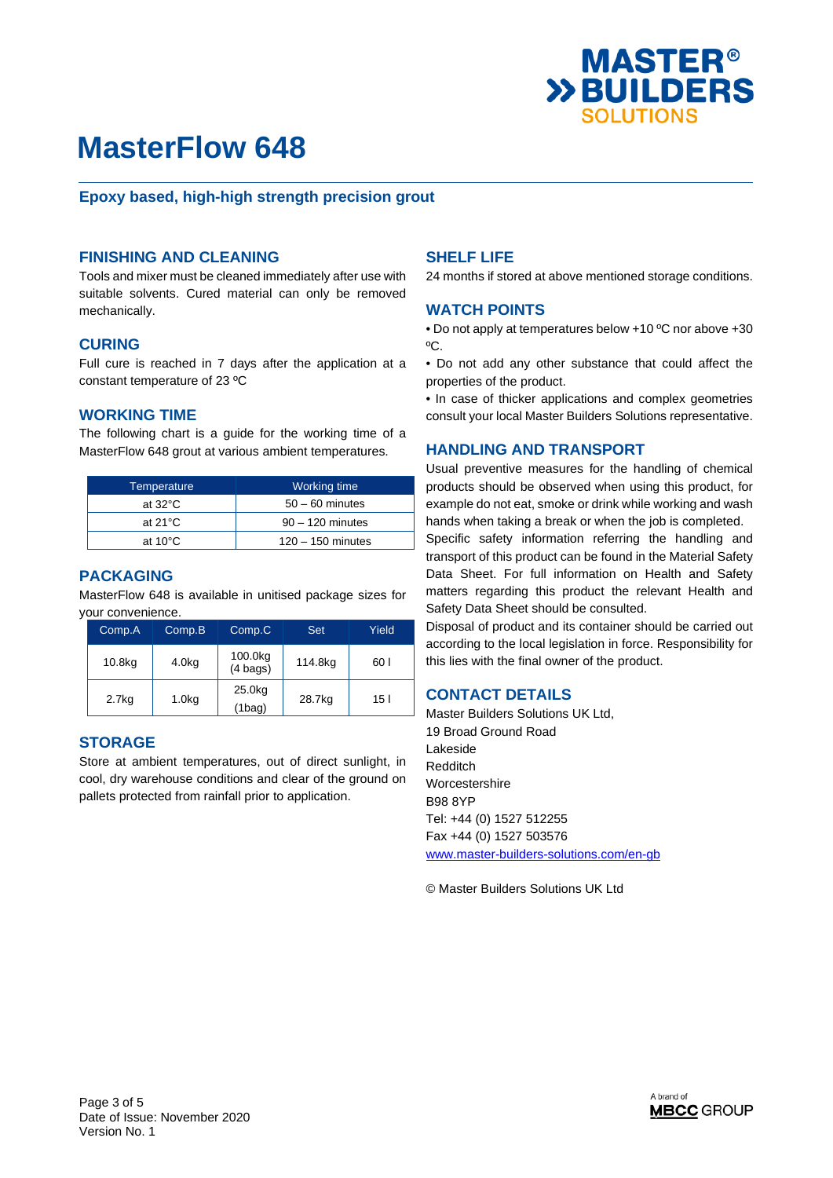# MasterFlow 648

## Epoxy based, high-high strength precision grout

## FINISHING AND CLEANING

Tools and mixer must be cleaned immediately after use with suitable solvents. Cured material can only be removed mechanically.

## CURING

Full cure is reached in 7 days after the application at a constant temperature of 23 ºC

## WORKING TIME

The following chart is a guide for the working time of a MasterFlow 648 grout at various ambient temperatures.

| Temperature | Working time |
|---|---|
| at 32°C | 50 – 60 minutes |
| at 21°C | 90 – 120 minutes |
| at 10°C | 120 – 150 minutes |

## PACKAGING

MasterFlow 648 is available in unitised package sizes for your convenience.

| Comp.A | Comp.B | Comp.C | Set | Yield |
|---|---|---|---|---|
| 10.8kg | 4.0kg | 100.0kg (4 bags) | 114.8kg | 60 l |
| 2.7kg | 1.0kg | 25.0kg (1bag) | 28.7kg | 15 l |

## STORAGE

Store at ambient temperatures, out of direct sunlight, in cool, dry warehouse conditions and clear of the ground on pallets protected from rainfall prior to application.

## SHELF LIFE

24 months if stored at above mentioned storage conditions.

## WATCH POINTS

- Do not apply at temperatures below +10 ºC nor above +30 ºC.
- Do not add any other substance that could affect the properties of the product.
- In case of thicker applications and complex geometries consult your local Master Builders Solutions representative.

## HANDLING AND TRANSPORT

Usual preventive measures for the handling of chemical products should be observed when using this product, for example do not eat, smoke or drink while working and wash hands when taking a break or when the job is completed.

Specific safety information referring the handling and transport of this product can be found in the Material Safety Data Sheet. For full information on Health and Safety matters regarding this product the relevant Health and Safety Data Sheet should be consulted.

Disposal of product and its container should be carried out according to the local legislation in force. Responsibility for this lies with the final owner of the product.

## CONTACT DETAILS

Master Builders Solutions UK Ltd,
19 Broad Ground Road
Lakeside
Redditch
Worcestershire
B98 8YP
Tel: +44 (0) 1527 512255
Fax +44 (0) 1527 503576
www.master-builders-solutions.com/en-gb

© Master Builders Solutions UK Ltd

Date of Issue: November 2020
Version No. 1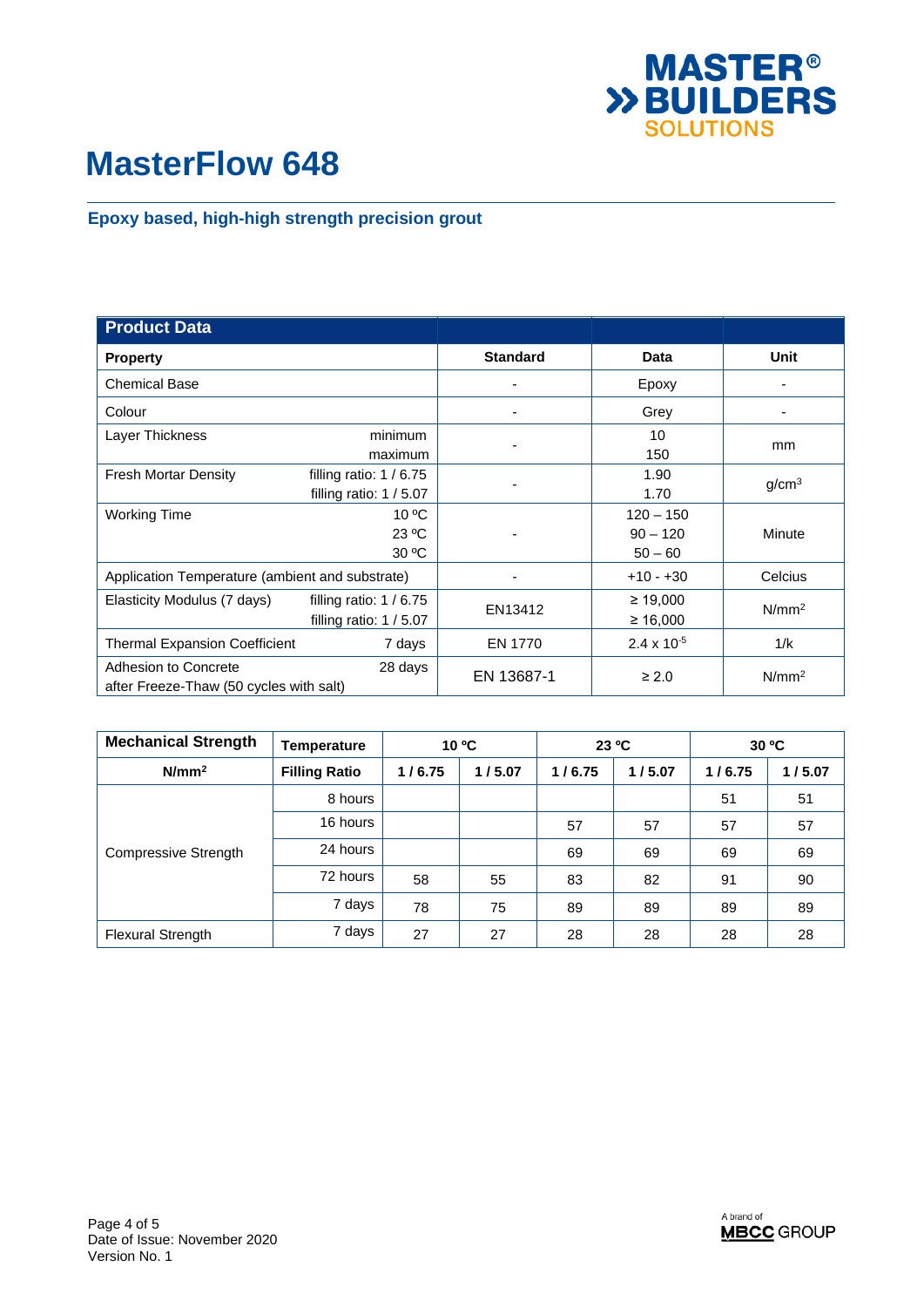# MasterFlow 648

## Epoxy based, high-high strength precision grout

| Product Data | | | | |
|---|---|---|---|---|
| **Property** | | **Standard** | **Data** | **Unit** |
| Chemical Base | | - | Epoxy | - |
| Colour | | - | Grey | - |
| Layer Thickness | minimum<br>maximum | - | 10<br>150 | mm |
| Fresh Mortar Density | filling ratio: 1 / 6.75<br>filling ratio: 1 / 5.07 | - | 1.90<br>1.70 | g/cm$^3$ |
| Working Time | 10 ºC<br>23 ºC<br>30 ºC | - | 120 – 150<br>90 – 120<br>50 – 60 | Minute |
| Application Temperature (ambient and substrate) | | - | +10 - +30 | Celcius |
| Elasticity Modulus (7 days) | filling ratio: 1 / 6.75<br>filling ratio: 1 / 5.07 | EN13412 | ≥ 19,000<br>≥ 16,000 | N/mm$^2$ |
| Thermal Expansion Coefficient | 7 days | EN 1770 | 2.4 x $10^{-5}$ | 1/k |
| Adhesion to Concrete after Freeze-Thaw (50 cycles with salt) | 28 days | EN 13687-1 | ≥ 2.0 | N/mm$^2$ |

| **Mechanical Strength** | **Temperature** | **10 ºC** | | **23 ºC** | | **30 ºC** | |
|---|---|---|---|---|---|---|---|
| **N/mm$^2$** | **Filling Ratio** | **1 / 6.75** | **1 / 5.07** | **1 / 6.75** | **1 / 5.07** | **1 / 6.75** | **1 / 5.07** |
| Compressive Strength | 8 hours | | | | | 51 | 51 |
| | 16 hours | | | 57 | 57 | 57 | 57 |
| | 24 hours | | | 69 | 69 | 69 | 69 |
| | 72 hours | 58 | 55 | 83 | 82 | 91 | 90 |
| | 7 days | 78 | 75 | 89 | 89 | 89 | 89 |
| Flexural Strength | 7 days | 27 | 27 | 28 | 28 | 28 | 28 |

Date of Issue: November 2020
Version No. 1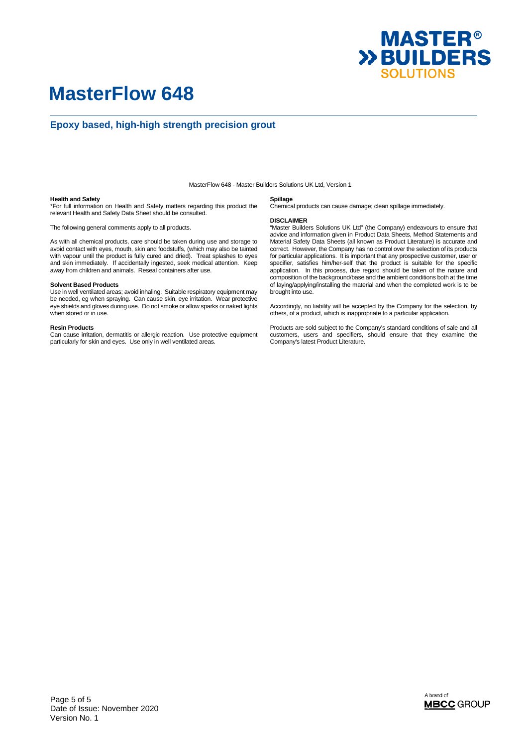# MasterFlow 648

## Epoxy based, high-high strength precision grout

MasterFlow 648 - Master Builders Solutions UK Ltd, Version 1

**Health and Safety**
*For full information on Health and Safety matters regarding this product the relevant Health and Safety Data Sheet should be consulted.

The following general comments apply to all products.

As with all chemical products, care should be taken during use and storage to avoid contact with eyes, mouth, skin and foodstuffs, (which may also be tainted with vapour until the product is fully cured and dried). Treat splashes to eyes and skin immediately. If accidentally ingested, seek medical attention. Keep away from children and animals. Reseal containers after use.

**Solvent Based Products**
Use in well ventilated areas; avoid inhaling. Suitable respiratory equipment may be needed, eg when spraying. Can cause skin, eye irritation. Wear protective eye shields and gloves during use. Do not smoke or allow sparks or naked lights when stored or in use.

**Resin Products**
Can cause irritation, dermatitis or allergic reaction. Use protective equipment particularly for skin and eyes. Use only in well ventilated areas.

**Spillage**
Chemical products can cause damage; clean spillage immediately.

**DISCLAIMER**
"Master Builders Solutions UK Ltd" (the Company) endeavours to ensure that advice and information given in Product Data Sheets, Method Statements and Material Safety Data Sheets (all known as Product Literature) is accurate and correct. However, the Company has no control over the selection of its products for particular applications. It is important that any prospective customer, user or specifier, satisfies him/her-self that the product is suitable for the specific application. In this process, due regard should be taken of the nature and composition of the background/base and the ambient conditions both at the time of laying/applying/installing the material and when the completed work is to be brought into use.

Accordingly, no liability will be accepted by the Company for the selection, by others, of a product, which is inappropriate to a particular application.

Products are sold subject to the Company's standard conditions of sale and all customers, users and specifiers, should ensure that they examine the Company's latest Product Literature.

Date of Issue: November 2020
Version No. 1